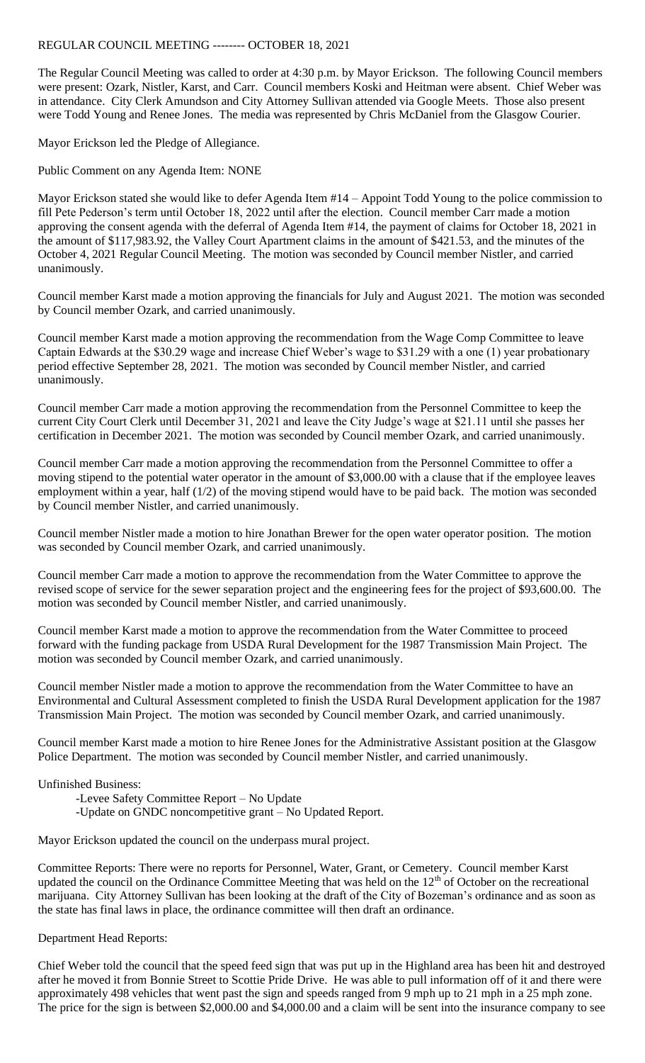REGULAR COUNCIL MEETING -------- OCTOBER 18, 2021

The Regular Council Meeting was called to order at 4:30 p.m. by Mayor Erickson. The following Council members were present: Ozark, Nistler, Karst, and Carr. Council members Koski and Heitman were absent. Chief Weber was in attendance. City Clerk Amundson and City Attorney Sullivan attended via Google Meets. Those also present were Todd Young and Renee Jones. The media was represented by Chris McDaniel from the Glasgow Courier.

Mayor Erickson led the Pledge of Allegiance.

Public Comment on any Agenda Item: NONE

Mayor Erickson stated she would like to defer Agenda Item #14 – Appoint Todd Young to the police commission to fill Pete Pederson's term until October 18, 2022 until after the election. Council member Carr made a motion approving the consent agenda with the deferral of Agenda Item #14, the payment of claims for October 18, 2021 in the amount of $117,983.92, the Valley Court Apartment claims in the amount of $421.53, and the minutes of the October 4, 2021 Regular Council Meeting. The motion was seconded by Council member Nistler, and carried unanimously.

Council member Karst made a motion approving the financials for July and August 2021. The motion was seconded by Council member Ozark, and carried unanimously.

Council member Karst made a motion approving the recommendation from the Wage Comp Committee to leave Captain Edwards at the $30.29 wage and increase Chief Weber's wage to $31.29 with a one (1) year probationary period effective September 28, 2021. The motion was seconded by Council member Nistler, and carried unanimously.

Council member Carr made a motion approving the recommendation from the Personnel Committee to keep the current City Court Clerk until December 31, 2021 and leave the City Judge's wage at $21.11 until she passes her certification in December 2021. The motion was seconded by Council member Ozark, and carried unanimously.

Council member Carr made a motion approving the recommendation from the Personnel Committee to offer a moving stipend to the potential water operator in the amount of $3,000.00 with a clause that if the employee leaves employment within a year, half (1/2) of the moving stipend would have to be paid back. The motion was seconded by Council member Nistler, and carried unanimously.

Council member Nistler made a motion to hire Jonathan Brewer for the open water operator position. The motion was seconded by Council member Ozark, and carried unanimously.

Council member Carr made a motion to approve the recommendation from the Water Committee to approve the revised scope of service for the sewer separation project and the engineering fees for the project of $93,600.00. The motion was seconded by Council member Nistler, and carried unanimously.

Council member Karst made a motion to approve the recommendation from the Water Committee to proceed forward with the funding package from USDA Rural Development for the 1987 Transmission Main Project. The motion was seconded by Council member Ozark, and carried unanimously.

Council member Nistler made a motion to approve the recommendation from the Water Committee to have an Environmental and Cultural Assessment completed to finish the USDA Rural Development application for the 1987 Transmission Main Project. The motion was seconded by Council member Ozark, and carried unanimously.

Council member Karst made a motion to hire Renee Jones for the Administrative Assistant position at the Glasgow Police Department. The motion was seconded by Council member Nistler, and carried unanimously.

Unfinished Business:

- -Levee Safety Committee Report – No Update
- -Update on GNDC noncompetitive grant – No Updated Report.

Mayor Erickson updated the council on the underpass mural project.

Committee Reports: There were no reports for Personnel, Water, Grant, or Cemetery. Council member Karst updated the council on the Ordinance Committee Meeting that was held on the 12th of October on the recreational marijuana. City Attorney Sullivan has been looking at the draft of the City of Bozeman's ordinance and as soon as the state has final laws in place, the ordinance committee will then draft an ordinance.

Department Head Reports:

Chief Weber told the council that the speed feed sign that was put up in the Highland area has been hit and destroyed after he moved it from Bonnie Street to Scottie Pride Drive. He was able to pull information off of it and there were approximately 498 vehicles that went past the sign and speeds ranged from 9 mph up to 21 mph in a 25 mph zone. The price for the sign is between $2,000.00 and $4,000.00 and a claim will be sent into the insurance company to see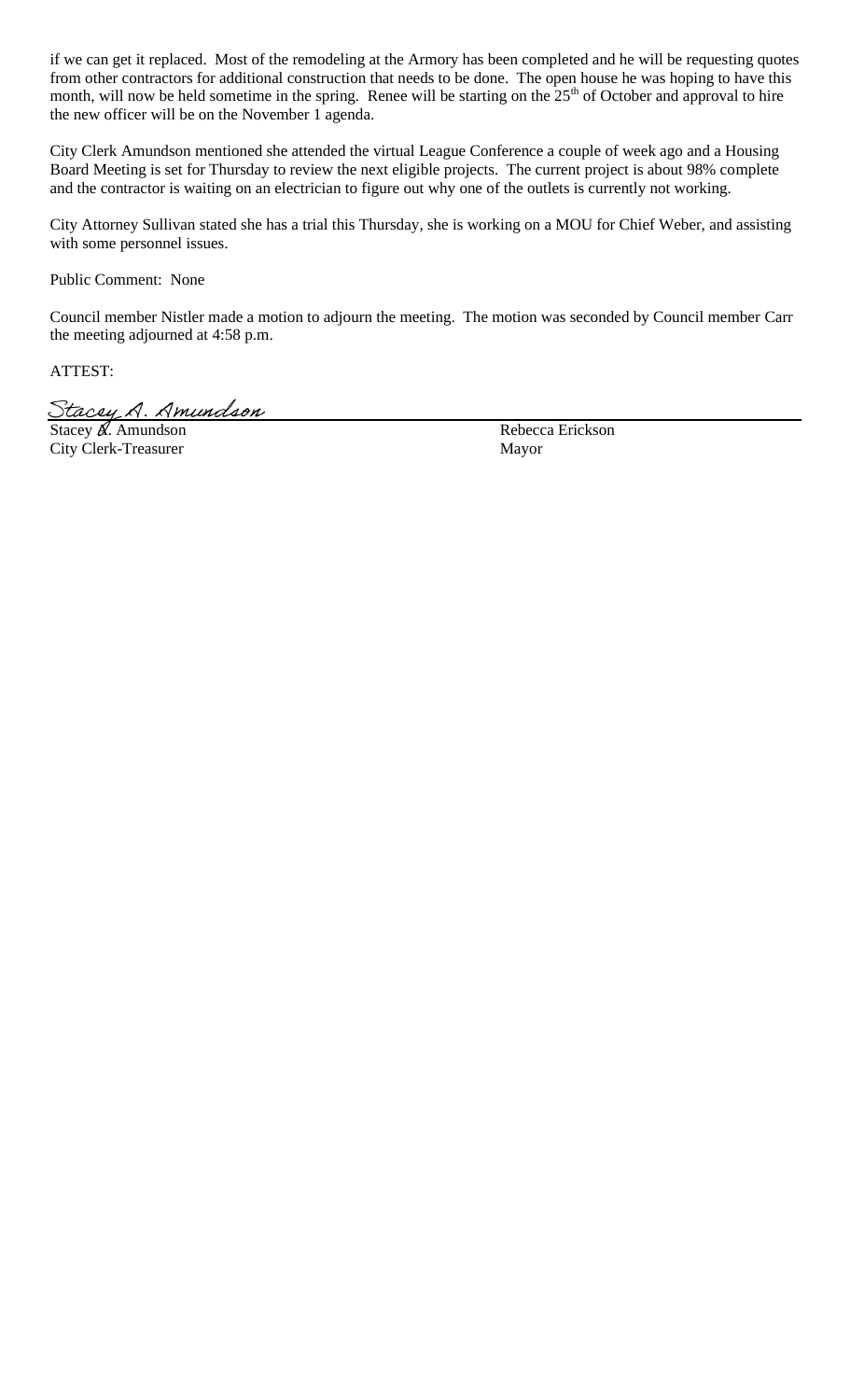if we can get it replaced. Most of the remodeling at the Armory has been completed and he will be requesting quotes from other contractors for additional construction that needs to be done. The open house he was hoping to have this month, will now be held sometime in the spring. Renee will be starting on the 25th of October and approval to hire the new officer will be on the November 1 agenda.

City Clerk Amundson mentioned she attended the virtual League Conference a couple of week ago and a Housing Board Meeting is set for Thursday to review the next eligible projects. The current project is about 98% complete and the contractor is waiting on an electrician to figure out why one of the outlets is currently not working.

City Attorney Sullivan stated she has a trial this Thursday, she is working on a MOU for Chief Weber, and assisting with some personnel issues.

Public Comment: None

Council member Nistler made a motion to adjourn the meeting. The motion was seconded by Council member Carr the meeting adjourned at 4:58 p.m.

ATTEST:

*Stacey A. Amundson*

Stacey A. Amundson
City Clerk-Treasurer

Rebecca Erickson
Mayor